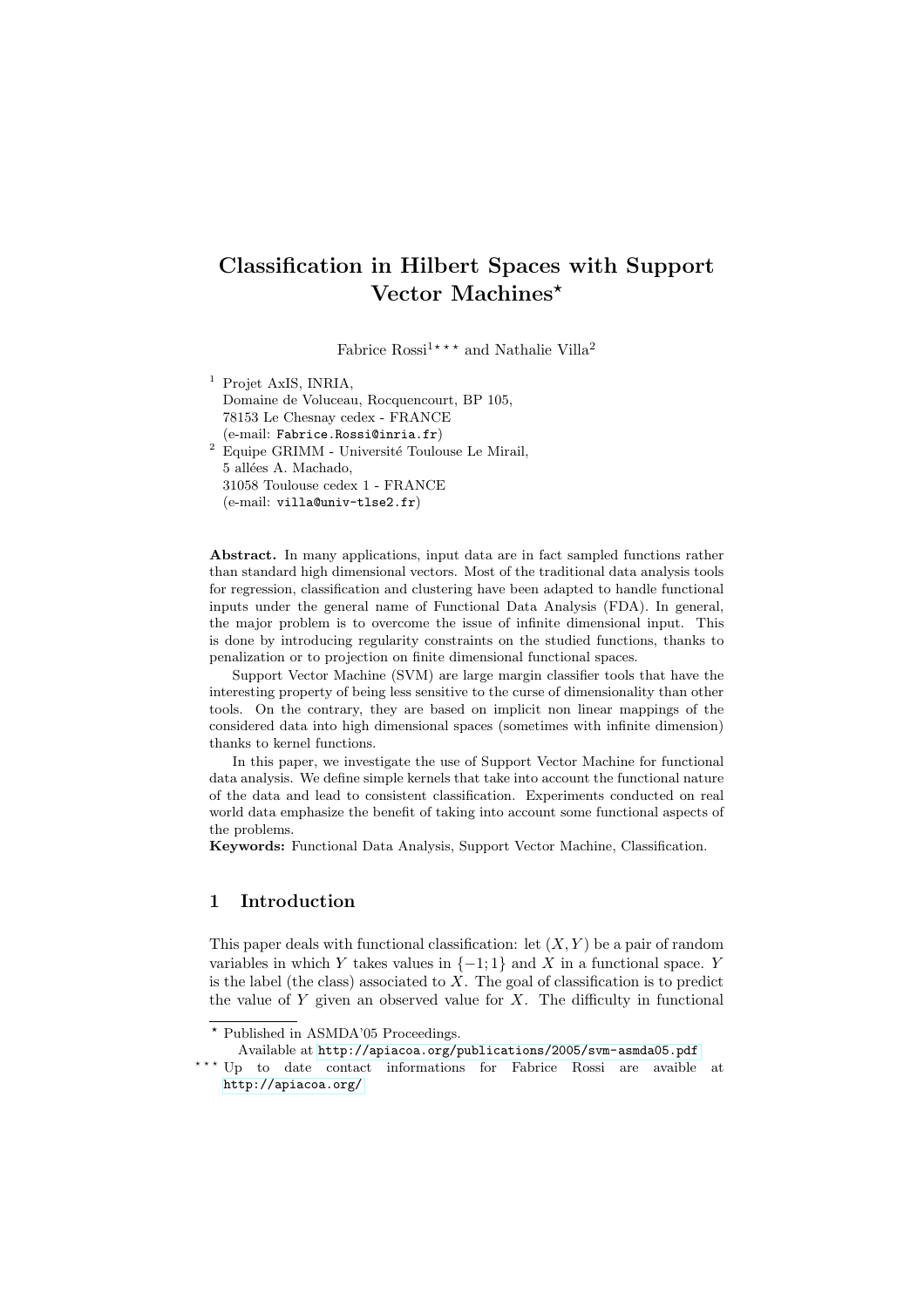# Classification in Hilbert Spaces with Support Vector Machines*

Fabrice Rossi[1] *** and Nathalie Villa[2]

[1] Projet AxIS, INRIA,
Domaine de Voluceau, Rocquencourt, BP 105,
78153 Le Chesnay cedex - FRANCE
(e-mail: Fabrice.Rossi@inria.fr)

[2] Equipe GRIMM - Université Toulouse Le Mirail,
5 allées A. Machado,
31058 Toulouse cedex 1 - FRANCE
(e-mail: villa@univ-tlse2.fr)

**Abstract.** In many applications, input data are in fact sampled functions rather than standard high dimensional vectors. Most of the traditional data analysis tools for regression, classification and clustering have been adapted to handle functional inputs under the general name of Functional Data Analysis (FDA). In general, the major problem is to overcome the issue of infinite dimensional input. This is done by introducing regularity constraints on the studied functions, thanks to penalization or to projection on finite dimensional functional spaces.

Support Vector Machine (SVM) are large margin classifier tools that have the interesting property of being less sensitive to the curse of dimensionality than other tools. On the contrary, they are based on implicit non linear mappings of the considered data into high dimensional spaces (sometimes with infinite dimension) thanks to kernel functions.

In this paper, we investigate the use of Support Vector Machine for functional data analysis. We define simple kernels that take into account the functional nature of the data and lead to consistent classification. Experiments conducted on real world data emphasize the benefit of taking into account some functional aspects of the problems.

**Keywords:** Functional Data Analysis, Support Vector Machine, Classification.

## 1 Introduction

This paper deals with functional classification: let $(X, Y)$ be a pair of random variables in which $Y$ takes values in $\{-1; 1\}$ and $X$ in a functional space. $Y$ is the label (the class) associated to $X$. The goal of classification is to predict the value of $Y$ given an observed value for $X$. The difficulty in functional

---

* Published in ASMDA'05 Proceedings.
Available at http://apiacoa.org/publications/2005/svm-asmda05.pdf

*** Up to date contact informations for Fabrice Rossi are avaible at http://apiacoa.org/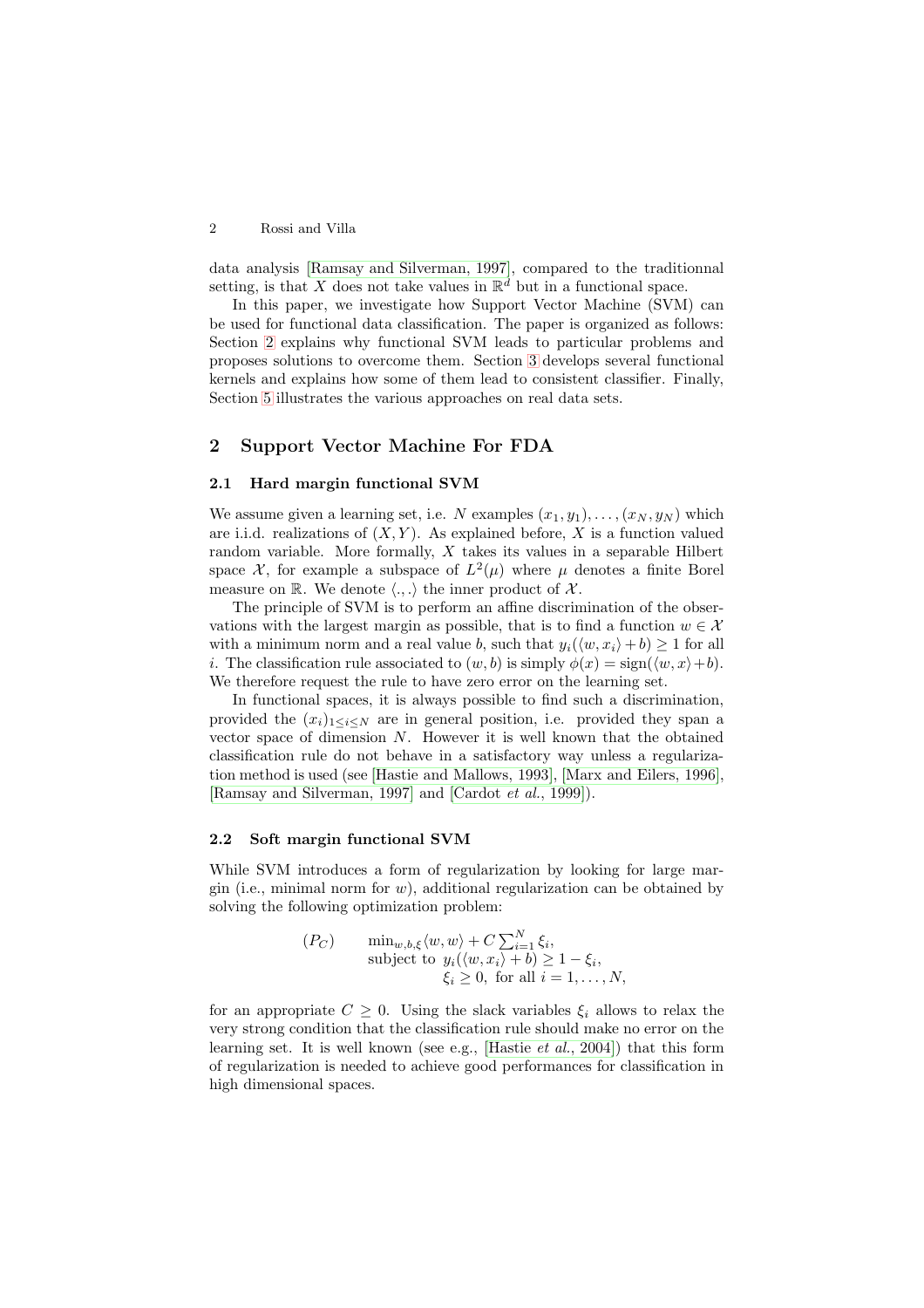data analysis [Ramsay and Silverman, 1997], compared to the traditionnal setting, is that $X$ does not take values in $\mathbb{R}^d$ but in a functional space.

In this paper, we investigate how Support Vector Machine (SVM) can be used for functional data classification. The paper is organized as follows: Section 2 explains why functional SVM leads to particular problems and proposes solutions to overcome them. Section 3 develops several functional kernels and explains how some of them lead to consistent classifier. Finally, Section 5 illustrates the various approaches on real data sets.

## 2 Support Vector Machine For FDA

### 2.1 Hard margin functional SVM

We assume given a learning set, i.e. $N$ examples $(x_1, y_1), \ldots, (x_N, y_N)$ which are i.i.d. realizations of $(X, Y)$. As explained before, $X$ is a function valued random variable. More formally, $X$ takes its values in a separable Hilbert space $\mathcal{X}$, for example a subspace of $L^2(\mu)$ where $\mu$ denotes a finite Borel measure on $\mathbb{R}$. We denote $\langle ., . \rangle$ the inner product of $\mathcal{X}$.

The principle of SVM is to perform an affine discrimination of the observations with the largest margin as possible, that is to find a function $w \in \mathcal{X}$ with a minimum norm and a real value $b$, such that $y_i(\langle w, x_i \rangle + b) \geq 1$ for all $i$. The classification rule associated to $(w, b)$ is simply $\phi(x) = \text{sign}(\langle w, x \rangle + b)$. We therefore request the rule to have zero error on the learning set.

In functional spaces, it is always possible to find such a discrimination, provided the $(x_i)_{1 \leq i \leq N}$ are in general position, i.e. provided they span a vector space of dimension $N$. However it is well known that the obtained classification rule do not behave in a satisfactory way unless a regularization method is used (see [Hastie and Mallows, 1993], [Marx and Eilers, 1996], [Ramsay and Silverman, 1997] and [Cardot *et al.*, 1999]).

### 2.2 Soft margin functional SVM

While SVM introduces a form of regularization by looking for large margin (i.e., minimal norm for $w$), additional regularization can be obtained by solving the following optimization problem:

$$(P_C) \qquad \begin{array}{l} \min_{w,b,\xi} \langle w, w \rangle + C \sum_{i=1}^{N} \xi_i, \\ \text{subject to } y_i(\langle w, x_i \rangle + b) \geq 1 - \xi_i, \\ \qquad\qquad\quad \xi_i \geq 0, \text{ for all } i = 1, \ldots, N, \end{array}$$

for an appropriate $C \geq 0$. Using the slack variables $\xi_i$ allows to relax the very strong condition that the classification rule should make no error on the learning set. It is well known (see e.g., [Hastie *et al.*, 2004]) that this form of regularization is needed to achieve good performances for classification in high dimensional spaces.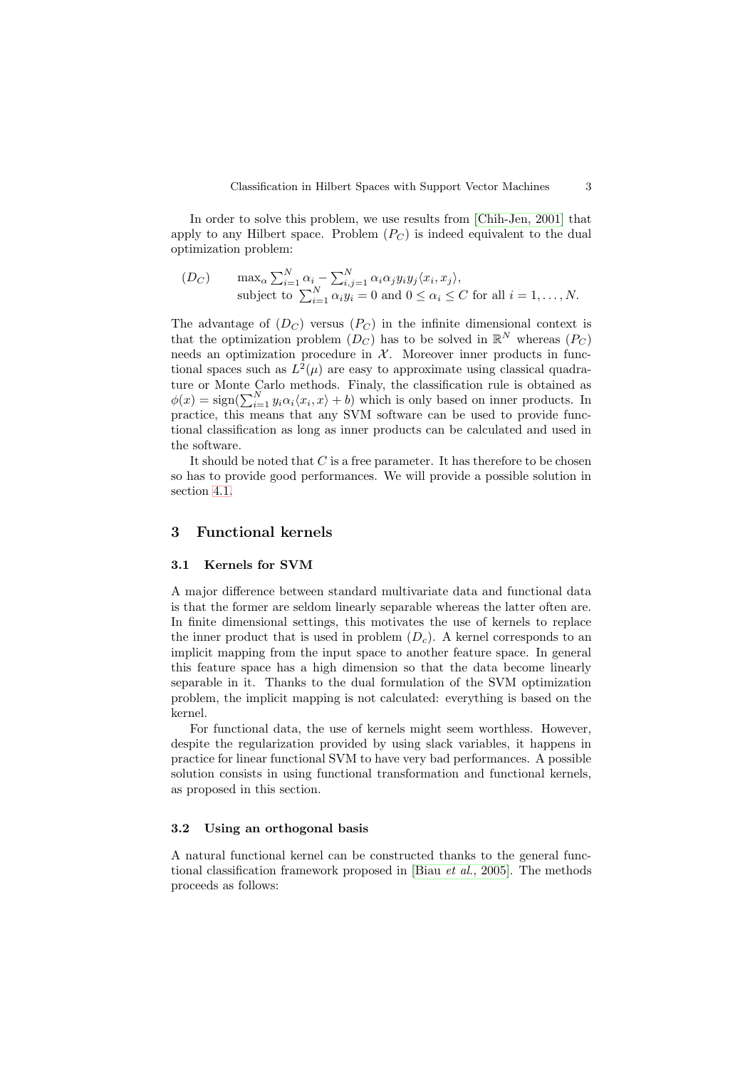In order to solve this problem, we use results from [Chih-Jen, 2001] that apply to any Hilbert space. Problem $(P_C)$ is indeed equivalent to the dual optimization problem:

$$
(D_C) \qquad \begin{array}{l} \max_\alpha \sum_{i=1}^N \alpha_i - \sum_{i,j=1}^N \alpha_i \alpha_j y_i y_j \langle x_i, x_j \rangle, \\ \text{subject to } \sum_{i=1}^N \alpha_i y_i = 0 \text{ and } 0 \leq \alpha_i \leq C \text{ for all } i = 1, \ldots, N. \end{array}
$$

The advantage of $(D_C)$ versus $(P_C)$ in the infinite dimensional context is that the optimization problem $(D_C)$ has to be solved in $\mathbb{R}^N$ whereas $(P_C)$ needs an optimization procedure in $\mathcal{X}$. Moreover inner products in functional spaces such as $L^2(\mu)$ are easy to approximate using classical quadrature or Monte Carlo methods. Finaly, the classification rule is obtained as $\phi(x) = \text{sign}(\sum_{i=1}^N y_i \alpha_i \langle x_i, x \rangle + b)$ which is only based on inner products. In practice, this means that any SVM software can be used to provide functional classification as long as inner products can be calculated and used in the software.

It should be noted that $C$ is a free parameter. It has therefore to be chosen so has to provide good performances. We will provide a possible solution in section 4.1.

## 3 Functional kernels

### 3.1 Kernels for SVM

A major difference between standard multivariate data and functional data is that the former are seldom linearly separable whereas the latter often are. In finite dimensional settings, this motivates the use of kernels to replace the inner product that is used in problem $(D_c)$. A kernel corresponds to an implicit mapping from the input space to another feature space. In general this feature space has a high dimension so that the data become linearly separable in it. Thanks to the dual formulation of the SVM optimization problem, the implicit mapping is not calculated: everything is based on the kernel.

For functional data, the use of kernels might seem worthless. However, despite the regularization provided by using slack variables, it happens in practice for linear functional SVM to have very bad performances. A possible solution consists in using functional transformation and functional kernels, as proposed in this section.

### 3.2 Using an orthogonal basis

A natural functional kernel can be constructed thanks to the general functional classification framework proposed in [Biau *et al.*, 2005]. The methods proceeds as follows: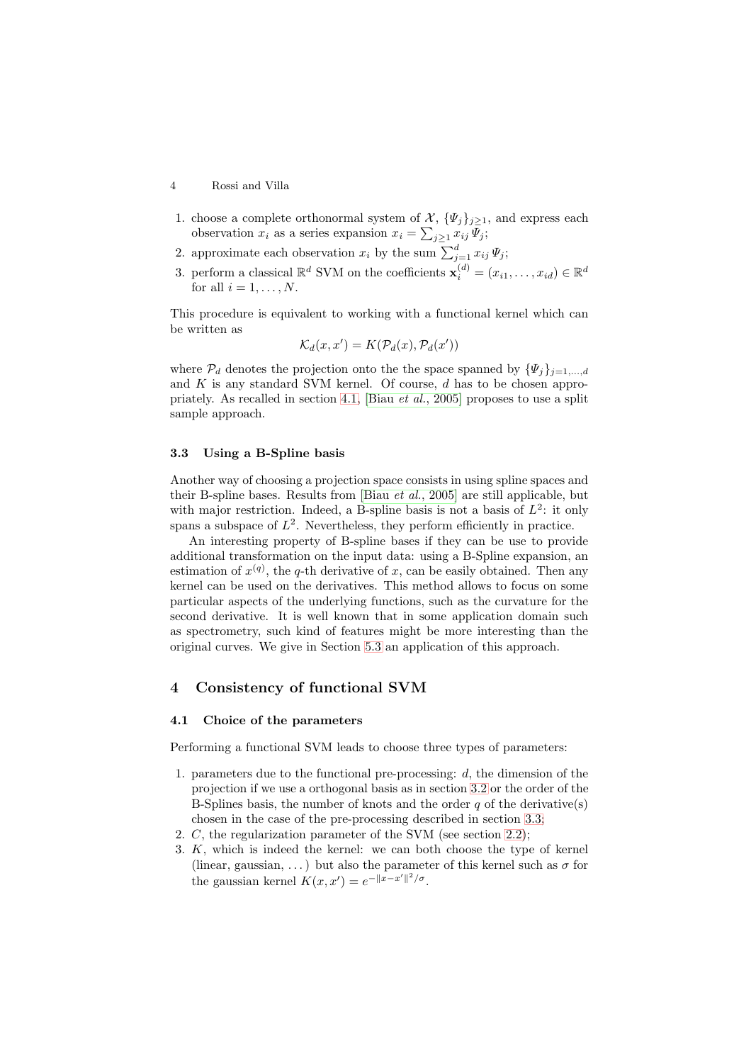1. choose a complete orthonormal system of $\mathcal{X}$, $\{\Psi_j\}_{j\geq 1}$, and express each observation $x_i$ as a series expansion $x_i = \sum_{j\geq 1} x_{ij}\,\Psi_j$;
2. approximate each observation $x_i$ by the sum $\sum_{j=1}^{d} x_{ij}\,\Psi_j$;
3. perform a classical $\mathbb{R}^d$ SVM on the coefficients $\mathbf{x}_i^{(d)} = (x_{i1}, \ldots, x_{id}) \in \mathbb{R}^d$ for all $i = 1, \ldots, N$.

This procedure is equivalent to working with a functional kernel which can be written as

$$\mathcal{K}_d(x, x') = K(\mathcal{P}_d(x), \mathcal{P}_d(x'))$$

where $\mathcal{P}_d$ denotes the projection onto the the space spanned by $\{\Psi_j\}_{j=1,\ldots,d}$ and $K$ is any standard SVM kernel. Of course, $d$ has to be chosen appropriately. As recalled in section 4.1, [Biau *et al.*, 2005] proposes to use a split sample approach.

### 3.3 Using a B-Spline basis

Another way of choosing a projection space consists in using spline spaces and their B-spline bases. Results from [Biau *et al.*, 2005] are still applicable, but with major restriction. Indeed, a B-spline basis is not a basis of $L^2$: it only spans a subspace of $L^2$. Nevertheless, they perform efficiently in practice.

An interesting property of B-spline bases if they can be use to provide additional transformation on the input data: using a B-Spline expansion, an estimation of $x^{(q)}$, the $q$-th derivative of $x$, can be easily obtained. Then any kernel can be used on the derivatives. This method allows to focus on some particular aspects of the underlying functions, such as the curvature for the second derivative. It is well known that in some application domain such as spectrometry, such kind of features might be more interesting than the original curves. We give in Section 5.3 an application of this approach.

## 4 Consistency of functional SVM

### 4.1 Choice of the parameters

Performing a functional SVM leads to choose three types of parameters:

1. parameters due to the functional pre-processing: $d$, the dimension of the projection if we use a orthogonal basis as in section 3.2 or the order of the B-Splines basis, the number of knots and the order $q$ of the derivative(s) chosen in the case of the pre-processing described in section 3.3;
2. $C$, the regularization parameter of the SVM (see section 2.2);
3. $K$, which is indeed the kernel: we can both choose the type of kernel (linear, gaussian, ...) but also the parameter of this kernel such as $\sigma$ for the gaussian kernel $K(x, x') = e^{-\|x-x'\|^2/\sigma}$.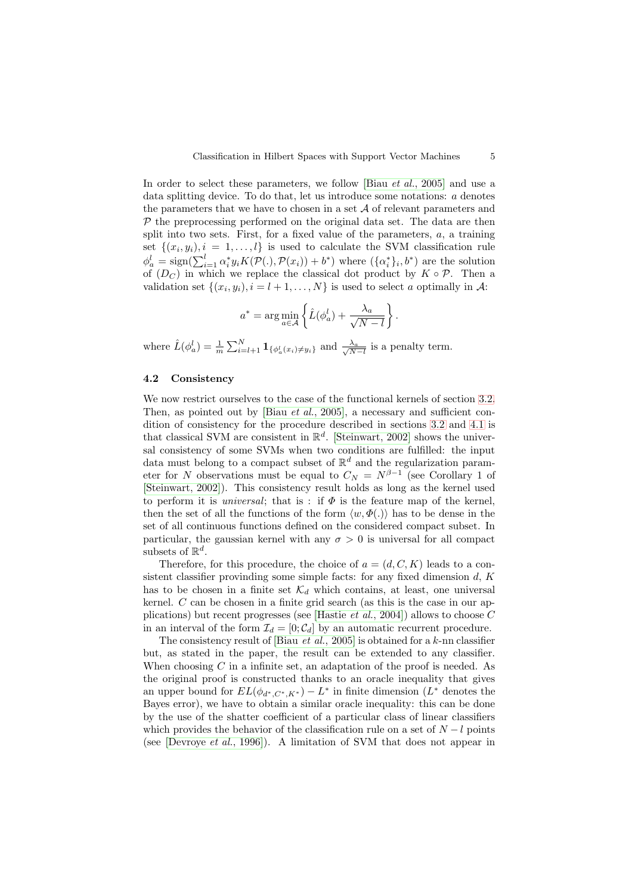In order to select these parameters, we follow [Biau *et al.*, 2005] and use a data splitting device. To do that, let us introduce some notations: $a$ denotes the parameters that we have to chosen in a set $\mathcal{A}$ of relevant parameters and $\mathcal{P}$ the preprocessing performed on the original data set. The data are then split into two sets. First, for a fixed value of the parameters, $a$, a training set $\{(x_i, y_i), i = 1, \ldots, l\}$ is used to calculate the SVM classification rule $\phi_a^l = \text{sign}(\sum_{i=1}^{l} \alpha_i^* y_i K(\mathcal{P}(.), \mathcal{P}(x_i)) + b^*)$ where $(\{\alpha_i^*\}_i, b^*)$ are the solution of $(D_C)$ in which we replace the classical dot product by $K \circ \mathcal{P}$. Then a validation set $\{(x_i, y_i), i = l+1, \ldots, N\}$ is used to select $a$ optimally in $\mathcal{A}$:

$$a^* = \arg\min_{a \in \mathcal{A}} \left\{ \hat{L}(\phi_a^l) + \frac{\lambda_a}{\sqrt{N-l}} \right\}.$$

where $\hat{L}(\phi_a^l) = \frac{1}{m} \sum_{i=l+1}^{N} \mathbf{1}_{\{\phi_a^l(x_i) \neq y_i\}}$ and $\frac{\lambda_a}{\sqrt{N-l}}$ is a penalty term.

### 4.2 Consistency

We now restrict ourselves to the case of the functional kernels of section 3.2. Then, as pointed out by [Biau *et al.*, 2005], a necessary and sufficient condition of consistency for the procedure described in sections 3.2 and 4.1 is that classical SVM are consistent in $\mathbb{R}^d$. [Steinwart, 2002] shows the universal consistency of some SVMs when two conditions are fulfilled: the input data must belong to a compact subset of $\mathbb{R}^d$ and the regularization parameter for $N$ observations must be equal to $C_N = N^{\beta-1}$ (see Corollary 1 of [Steinwart, 2002]). This consistency result holds as long as the kernel used to perform it is *universal*; that is : if $\Phi$ is the feature map of the kernel, then the set of all the functions of the form $\langle w, \Phi(.)\rangle$ has to be dense in the set of all continuous functions defined on the considered compact subset. In particular, the gaussian kernel with any $\sigma > 0$ is universal for all compact subsets of $\mathbb{R}^d$.

Therefore, for this procedure, the choice of $a = (d, C, K)$ leads to a consistent classifier provinding some simple facts: for any fixed dimension $d$, $K$ has to be chosen in a finite set $\mathcal{K}_d$ which contains, at least, one universal kernel. $C$ can be chosen in a finite grid search (as this is the case in our applications) but recent progresses (see [Hastie *et al.*, 2004]) allows to choose $C$ in an interval of the form $\mathcal{I}_d = [0; \mathcal{C}_d]$ by an automatic recurrent procedure.

The consistency result of [Biau *et al.*, 2005] is obtained for a $k$-nn classifier but, as stated in the paper, the result can be extended to any classifier. When choosing $C$ in a infinite set, an adaptation of the proof is needed. As the original proof is constructed thanks to an oracle inequality that gives an upper bound for $EL(\phi_{d^*,C^*,K^*}) - L^*$ in finite dimension ($L^*$ denotes the Bayes error), we have to obtain a similar oracle inequality: this can be done by the use of the shatter coefficient of a particular class of linear classifiers which provides the behavior of the classification rule on a set of $N - l$ points (see [Devroye *et al.*, 1996]). A limitation of SVM that does not appear in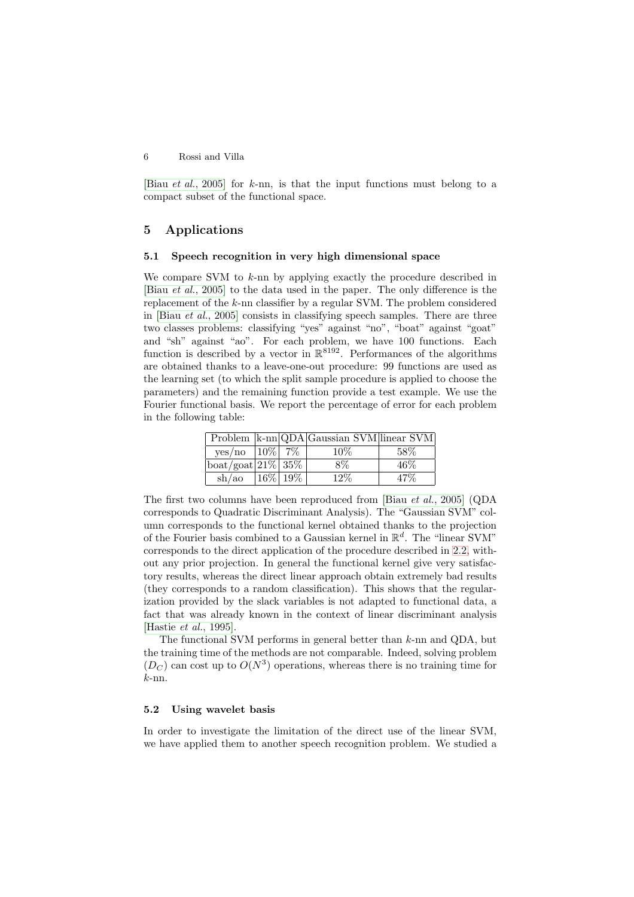[Biau *et al.*, 2005] for $k$-nn, is that the input functions must belong to a compact subset of the functional space.

## 5 Applications

### 5.1 Speech recognition in very high dimensional space

We compare SVM to $k$-nn by applying exactly the procedure described in [Biau *et al.*, 2005] to the data used in the paper. The only difference is the replacement of the $k$-nn classifier by a regular SVM. The problem considered in [Biau *et al.*, 2005] consists in classifying speech samples. There are three two classes problems: classifying "yes" against "no", "boat" against "goat" and "sh" against "ao". For each problem, we have 100 functions. Each function is described by a vector in $\mathbb{R}^{8192}$. Performances of the algorithms are obtained thanks to a leave-one-out procedure: 99 functions are used as the learning set (to which the split sample procedure is applied to choose the parameters) and the remaining function provide a test example. We use the Fourier functional basis. We report the percentage of error for each problem in the following table:

| Problem | k-nn | QDA | Gaussian SVM | linear SVM |
|---|---|---|---|---|
| yes/no | 10% | 7% | 10% | 58% |
| boat/goat | 21% | 35% | 8% | 46% |
| sh/ao | 16% | 19% | 12% | 47% |

The first two columns have been reproduced from [Biau *et al.*, 2005] (QDA corresponds to Quadratic Discriminant Analysis). The "Gaussian SVM" column corresponds to the functional kernel obtained thanks to the projection of the Fourier basis combined to a Gaussian kernel in $\mathbb{R}^d$. The "linear SVM" corresponds to the direct application of the procedure described in 2.2, without any prior projection. In general the functional kernel give very satisfactory results, whereas the direct linear approach obtain extremely bad results (they corresponds to a random classification). This shows that the regularization provided by the slack variables is not adapted to functional data, a fact that was already known in the context of linear discriminant analysis [Hastie *et al.*, 1995].

The functional SVM performs in general better than $k$-nn and QDA, but the training time of the methods are not comparable. Indeed, solving problem $(D_C)$ can cost up to $O(N^3)$ operations, whereas there is no training time for $k$-nn.

### 5.2 Using wavelet basis

In order to investigate the limitation of the direct use of the linear SVM, we have applied them to another speech recognition problem. We studied a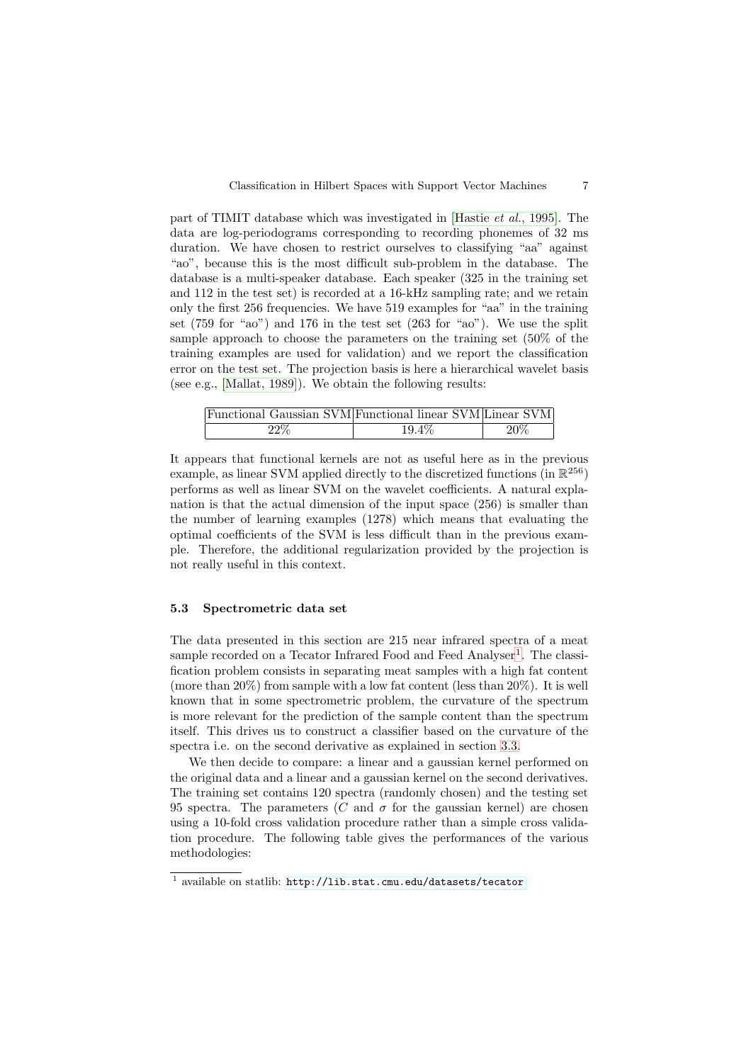part of TIMIT database which was investigated in [Hastie *et al.*, 1995]. The data are log-periodograms corresponding to recording phonemes of 32 ms duration. We have chosen to restrict ourselves to classifying "aa" against "ao", because this is the most difficult sub-problem in the database. The database is a multi-speaker database. Each speaker (325 in the training set and 112 in the test set) is recorded at a 16-kHz sampling rate; and we retain only the first 256 frequencies. We have 519 examples for "aa" in the training set (759 for "ao") and 176 in the test set (263 for "ao"). We use the split sample approach to choose the parameters on the training set (50% of the training examples are used for validation) and we report the classification error on the test set. The projection basis is here a hierarchical wavelet basis (see e.g., [Mallat, 1989]). We obtain the following results:

| Functional Gaussian SVM | Functional linear SVM | Linear SVM |
|---|---|---|
| 22% | 19.4% | 20% |

It appears that functional kernels are not as useful here as in the previous example, as linear SVM applied directly to the discretized functions (in $\mathbb{R}^{256}$) performs as well as linear SVM on the wavelet coefficients. A natural explanation is that the actual dimension of the input space (256) is smaller than the number of learning examples (1278) which means that evaluating the optimal coefficients of the SVM is less difficult than in the previous example. Therefore, the additional regularization provided by the projection is not really useful in this context.

### 5.3 Spectrometric data set

The data presented in this section are 215 near infrared spectra of a meat sample recorded on a Tecator Infrared Food and Feed Analyser[1]. The classification problem consists in separating meat samples with a high fat content (more than 20%) from sample with a low fat content (less than 20%). It is well known that in some spectrometric problem, the curvature of the spectrum is more relevant for the prediction of the sample content than the spectrum itself. This drives us to construct a classifier based on the curvature of the spectra i.e. on the second derivative as explained in section 3.3.

We then decide to compare: a linear and a gaussian kernel performed on the original data and a linear and a gaussian kernel on the second derivatives. The training set contains 120 spectra (randomly chosen) and the testing set 95 spectra. The parameters ($C$ and $\sigma$ for the gaussian kernel) are chosen using a 10-fold cross validation procedure rather than a simple cross validation procedure. The following table gives the performances of the various methodologies:

[1] available on statlib: `http://lib.stat.cmu.edu/datasets/tecator`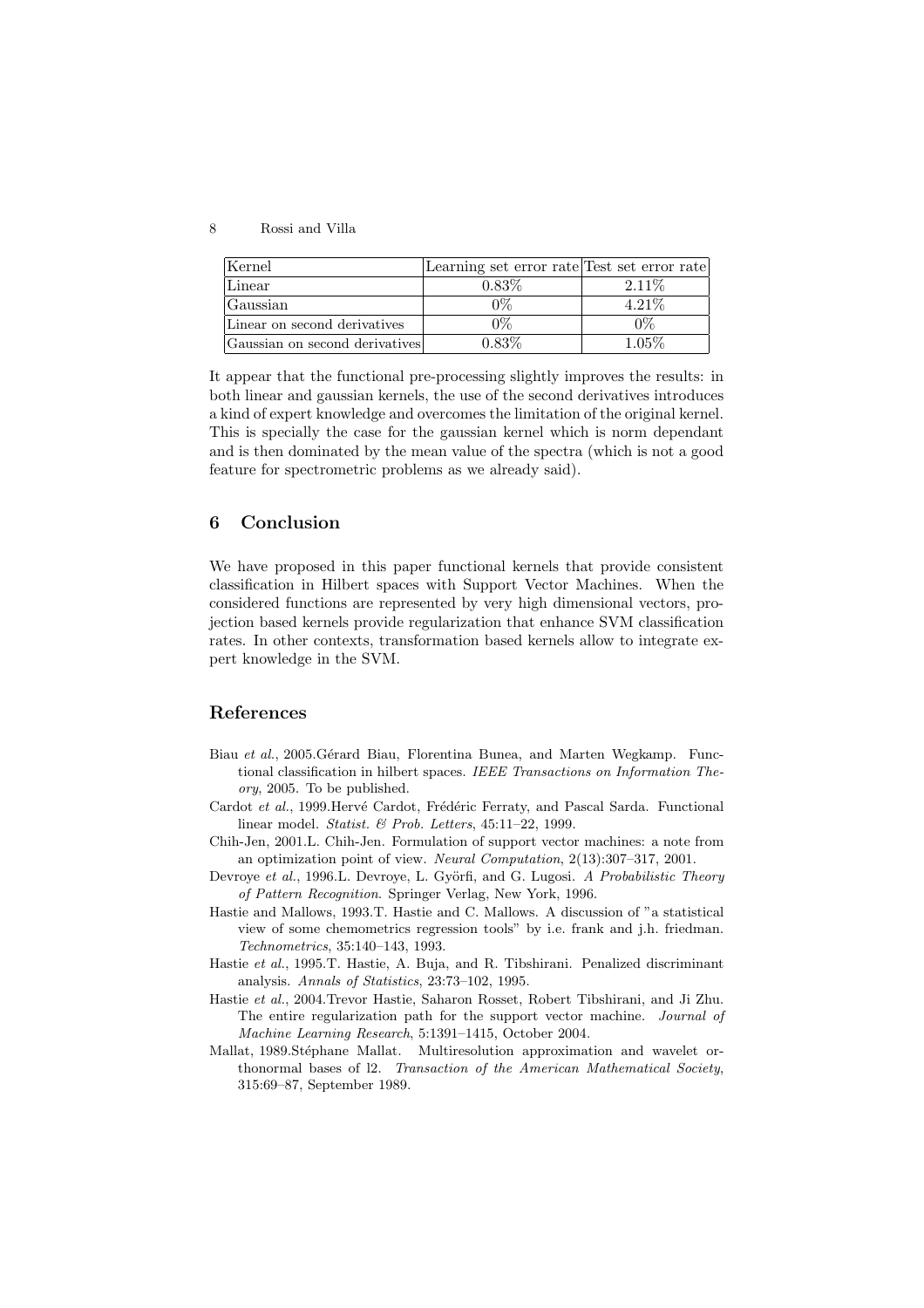| Kernel | Learning set error rate | Test set error rate |
| --- | --- | --- |
| Linear | 0.83% | 2.11% |
| Gaussian | 0% | 4.21% |
| Linear on second derivatives | 0% | 0% |
| Gaussian on second derivatives | 0.83% | 1.05% |

It appear that the functional pre-processing slightly improves the results: in both linear and gaussian kernels, the use of the second derivatives introduces a kind of expert knowledge and overcomes the limitation of the original kernel. This is specially the case for the gaussian kernel which is norm dependant and is then dominated by the mean value of the spectra (which is not a good feature for spectrometric problems as we already said).

## 6 Conclusion

We have proposed in this paper functional kernels that provide consistent classification in Hilbert spaces with Support Vector Machines. When the considered functions are represented by very high dimensional vectors, projection based kernels provide regularization that enhance SVM classification rates. In other contexts, transformation based kernels allow to integrate expert knowledge in the SVM.

## References

Biau *et al.*, 2005.Gérard Biau, Florentina Bunea, and Marten Wegkamp. Functional classification in hilbert spaces. *IEEE Transactions on Information Theory*, 2005. To be published.

Cardot *et al.*, 1999.Hervé Cardot, Frédéric Ferraty, and Pascal Sarda. Functional linear model. *Statist. & Prob. Letters*, 45:11–22, 1999.

Chih-Jen, 2001.L. Chih-Jen. Formulation of support vector machines: a note from an optimization point of view. *Neural Computation*, 2(13):307–317, 2001.

Devroye *et al.*, 1996.L. Devroye, L. Györfi, and G. Lugosi. *A Probabilistic Theory of Pattern Recognition*. Springer Verlag, New York, 1996.

Hastie and Mallows, 1993.T. Hastie and C. Mallows. A discussion of "a statistical view of some chemometrics regression tools" by i.e. frank and j.h. friedman. *Technometrics*, 35:140–143, 1993.

Hastie *et al.*, 1995.T. Hastie, A. Buja, and R. Tibshirani. Penalized discriminant analysis. *Annals of Statistics*, 23:73–102, 1995.

Hastie *et al.*, 2004.Trevor Hastie, Saharon Rosset, Robert Tibshirani, and Ji Zhu. The entire regularization path for the support vector machine. *Journal of Machine Learning Research*, 5:1391–1415, October 2004.

Mallat, 1989.Stéphane Mallat. Multiresolution approximation and wavelet orthonormal bases of l2. *Transaction of the American Mathematical Society*, 315:69–87, September 1989.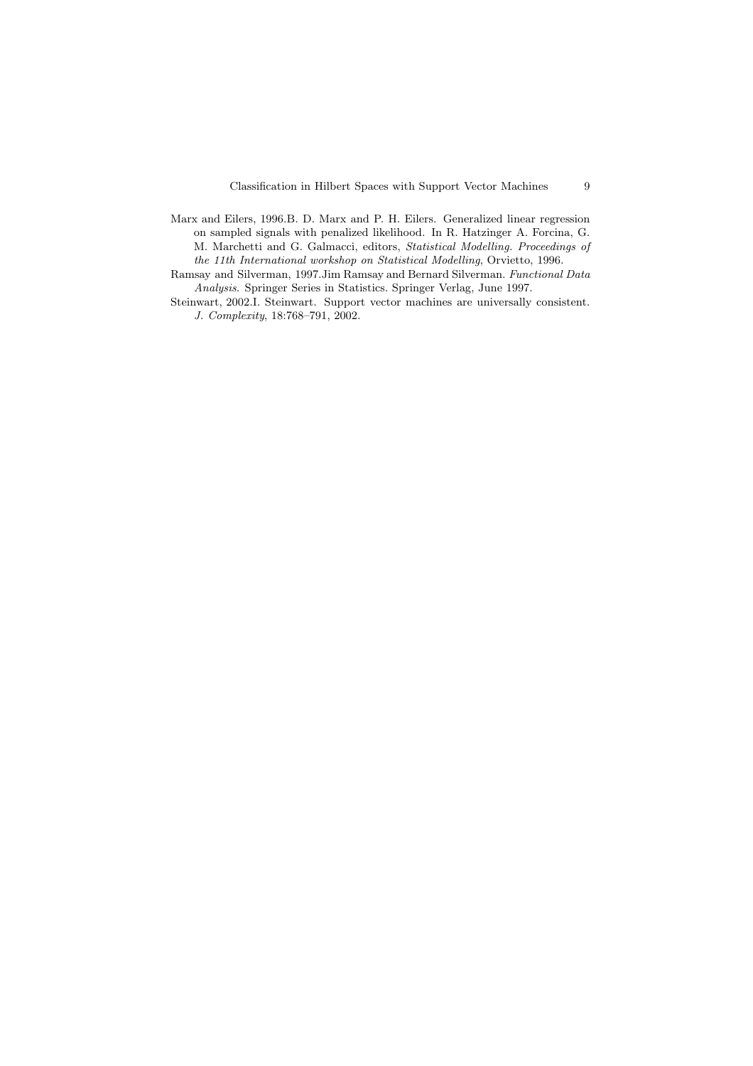Marx and Eilers, 1996.B. D. Marx and P. H. Eilers. Generalized linear regression on sampled signals with penalized likelihood. In R. Hatzinger A. Forcina, G. M. Marchetti and G. Galmacci, editors, *Statistical Modelling. Proceedings of the 11th International workshop on Statistical Modelling*, Orvietto, 1996.

Ramsay and Silverman, 1997.Jim Ramsay and Bernard Silverman. *Functional Data Analysis*. Springer Series in Statistics. Springer Verlag, June 1997.

Steinwart, 2002.I. Steinwart. Support vector machines are universally consistent. *J. Complexity*, 18:768–791, 2002.